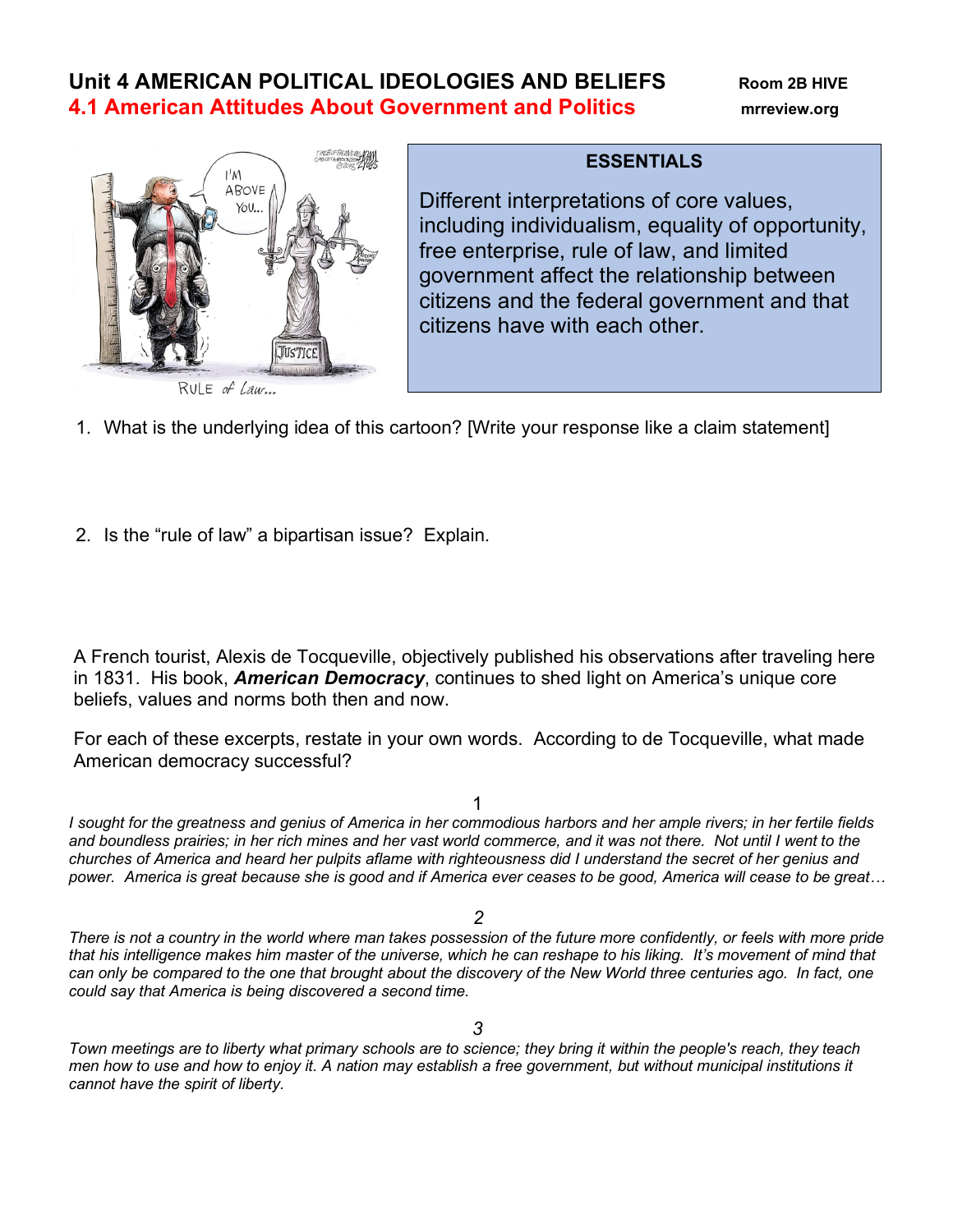# Unit 4 AMERICAN POLITICAL IDEOLOGIES AND BELIEFS

Room 2B HIVE

## 4.1 American Attitudes About Government and Politics

mrreview.org

I'M ABOVE YOU...

JUSTICE

RULE of Law...

**ESSENTIALS**

Different interpretations of core values, including individualism, equality of opportunity, free enterprise, rule of law, and limited government affect the relationship between citizens and the federal government and that citizens have with each other.

1. What is the underlying idea of this cartoon? [Write your response like a claim statement]

2. Is the "rule of law" a bipartisan issue? Explain.

A French tourist, Alexis de Tocqueville, objectively published his observations after traveling here in 1831. His book, ***American Democracy***, continues to shed light on America's unique core beliefs, values and norms both then and now.

For each of these excerpts, restate in your own words. According to de Tocqueville, what made American democracy successful?

1

*I sought for the greatness and genius of America in her commodious harbors and her ample rivers; in her fertile fields and boundless prairies; in her rich mines and her vast world commerce, and it was not there. Not until I went to the churches of America and heard her pulpits aflame with righteousness did I understand the secret of her genius and power. America is great because she is good and if America ever ceases to be good, America will cease to be great…*

*2*

*There is not a country in the world where man takes possession of the future more confidently, or feels with more pride that his intelligence makes him master of the universe, which he can reshape to his liking. It's movement of mind that can only be compared to the one that brought about the discovery of the New World three centuries ago. In fact, one could say that America is being discovered a second time.*

*3*

*Town meetings are to liberty what primary schools are to science; they bring it within the people's reach, they teach men how to use and how to enjoy it. A nation may establish a free government, but without municipal institutions it cannot have the spirit of liberty.*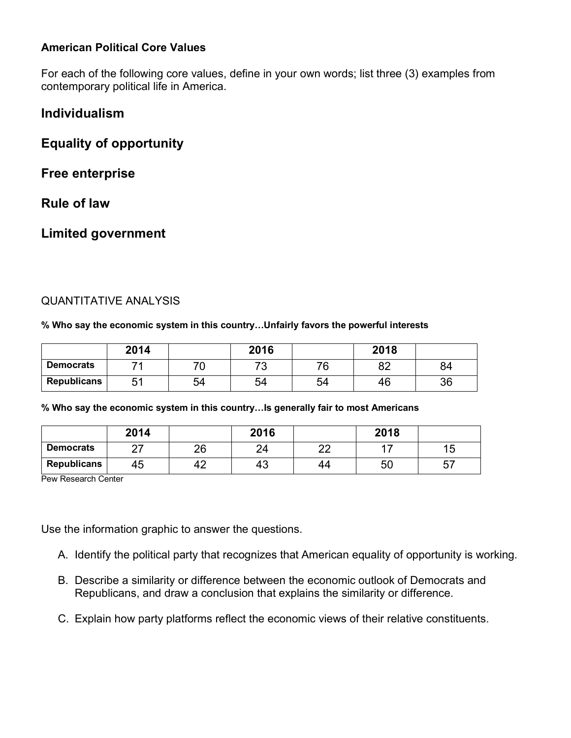**American Political Core Values**

For each of the following core values, define in your own words; list three (3) examples from contemporary political life in America.

## Individualism

## Equality of opportunity

## Free enterprise

## Rule of law

## Limited government

QUANTITATIVE ANALYSIS

**% Who say the economic system in this country…Unfairly favors the powerful interests**

| | 2014 | | 2016 | | 2018 | |
|---|---|---|---|---|---|---|
| **Democrats** | 71 | 70 | 73 | 76 | 82 | 84 |
| **Republicans** | 51 | 54 | 54 | 54 | 46 | 36 |

**% Who say the economic system in this country…Is generally fair to most Americans**

| | 2014 | | 2016 | | 2018 | |
|---|---|---|---|---|---|---|
| **Democrats** | 27 | 26 | 24 | 22 | 17 | 15 |
| **Republicans** | 45 | 42 | 43 | 44 | 50 | 57 |

Pew Research Center

Use the information graphic to answer the questions.

A. Identify the political party that recognizes that American equality of opportunity is working.

B. Describe a similarity or difference between the economic outlook of Democrats and Republicans, and draw a conclusion that explains the similarity or difference.

C. Explain how party platforms reflect the economic views of their relative constituents.